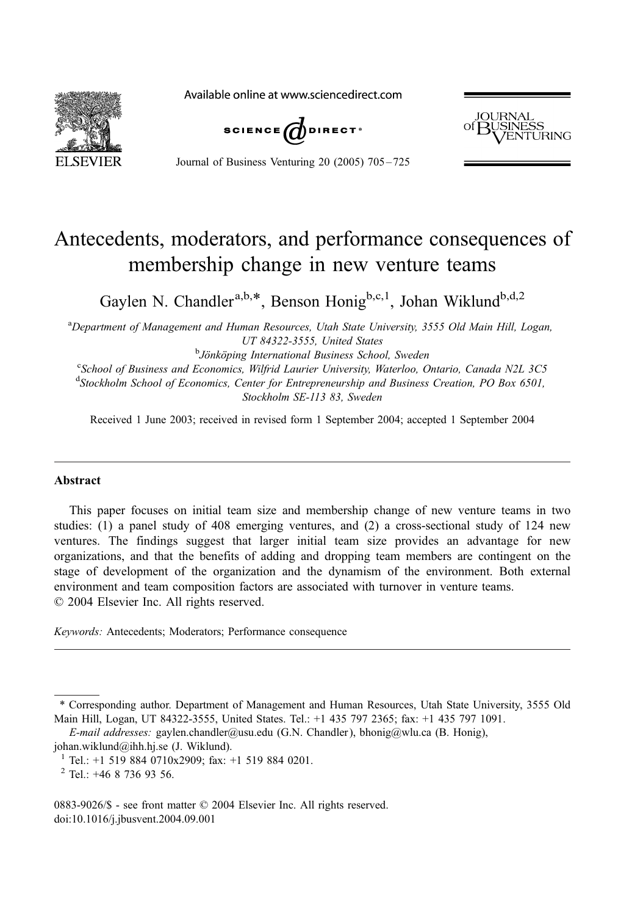# Antecedents, moderators, and performance consequences of membership change in new venture teams

Gaylen N. Chandler[a,b,*], Benson Honig[b,c,1], Johan Wiklund[b,d,2]

[a]Department of Management and Human Resources, Utah State University, 3555 Old Main Hill, Logan, UT 84322-3555, United States

[b]Jönköping International Business School, Sweden

[c]School of Business and Economics, Wilfrid Laurier University, Waterloo, Ontario, Canada N2L 3C5

[d]Stockholm School of Economics, Center for Entrepreneurship and Business Creation, PO Box 6501, Stockholm SE-113 83, Sweden

Received 1 June 2003; received in revised form 1 September 2004; accepted 1 September 2004

## Abstract

This paper focuses on initial team size and membership change of new venture teams in two studies: (1) a panel study of 408 emerging ventures, and (2) a cross-sectional study of 124 new ventures. The findings suggest that larger initial team size provides an advantage for new organizations, and that the benefits of adding and dropping team members are contingent on the stage of development of the organization and the dynamism of the environment. Both external environment and team composition factors are associated with turnover in venture teams.

© 2004 Elsevier Inc. All rights reserved.

*Keywords:* Antecedents; Moderators; Performance consequence

---

\* Corresponding author. Department of Management and Human Resources, Utah State University, 3555 Old Main Hill, Logan, UT 84322-3555, United States. Tel.: +1 435 797 2365; fax: +1 435 797 1091.

*E-mail addresses:* gaylen.chandler@usu.edu (G.N. Chandler), bhonig@wlu.ca (B. Honig), johan.wiklund@ihh.hj.se (J. Wiklund).

[1] Tel.: +1 519 884 0710x2909; fax: +1 519 884 0201.

[2] Tel.: +46 8 736 93 56.

0883-9026/$ - see front matter © 2004 Elsevier Inc. All rights reserved.
doi:10.1016/j.jbusvent.2004.09.001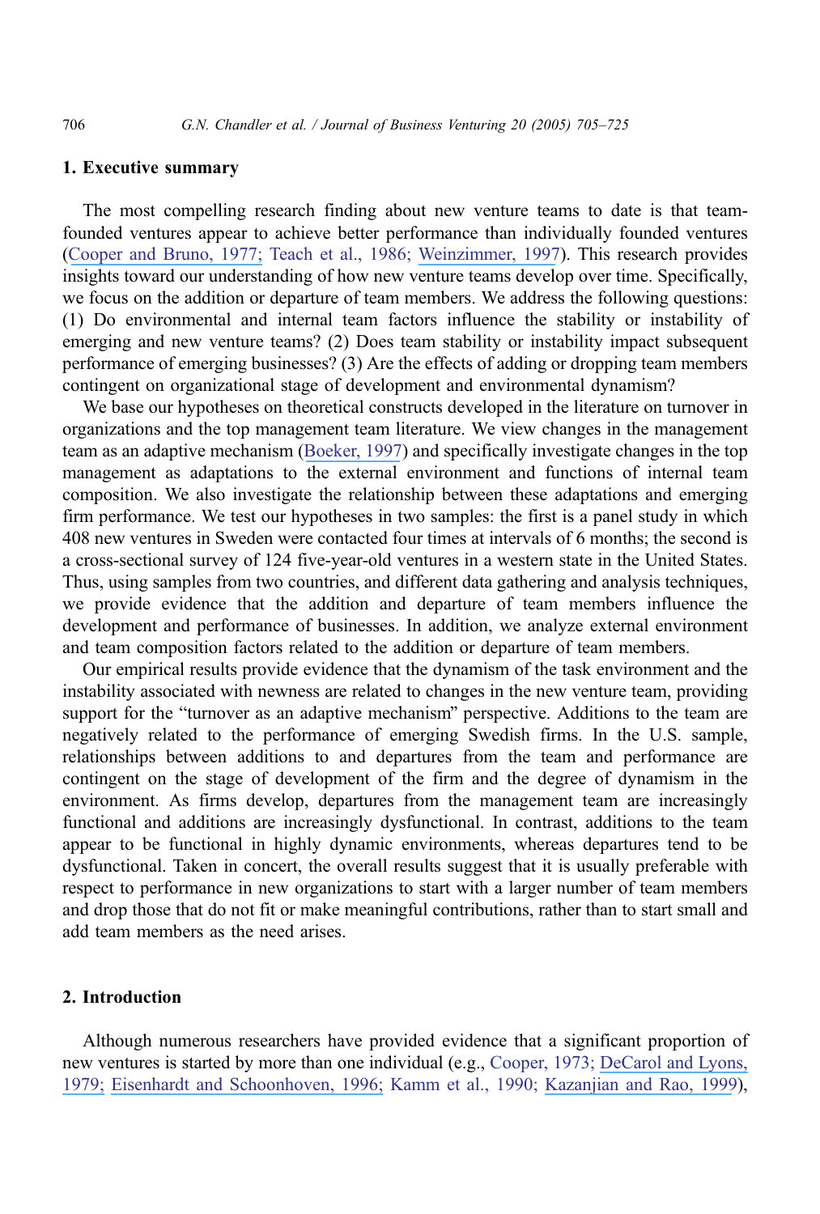## 1. Executive summary

The most compelling research finding about new venture teams to date is that team-founded ventures appear to achieve better performance than individually founded ventures (Cooper and Bruno, 1977; Teach et al., 1986; Weinzimmer, 1997). This research provides insights toward our understanding of how new venture teams develop over time. Specifically, we focus on the addition or departure of team members. We address the following questions: (1) Do environmental and internal team factors influence the stability or instability of emerging and new venture teams? (2) Does team stability or instability impact subsequent performance of emerging businesses? (3) Are the effects of adding or dropping team members contingent on organizational stage of development and environmental dynamism?

We base our hypotheses on theoretical constructs developed in the literature on turnover in organizations and the top management team literature. We view changes in the management team as an adaptive mechanism (Boeker, 1997) and specifically investigate changes in the top management as adaptations to the external environment and functions of internal team composition. We also investigate the relationship between these adaptations and emerging firm performance. We test our hypotheses in two samples: the first is a panel study in which 408 new ventures in Sweden were contacted four times at intervals of 6 months; the second is a cross-sectional survey of 124 five-year-old ventures in a western state in the United States. Thus, using samples from two countries, and different data gathering and analysis techniques, we provide evidence that the addition and departure of team members influence the development and performance of businesses. In addition, we analyze external environment and team composition factors related to the addition or departure of team members.

Our empirical results provide evidence that the dynamism of the task environment and the instability associated with newness are related to changes in the new venture team, providing support for the "turnover as an adaptive mechanism" perspective. Additions to the team are negatively related to the performance of emerging Swedish firms. In the U.S. sample, relationships between additions to and departures from the team and performance are contingent on the stage of development of the firm and the degree of dynamism in the environment. As firms develop, departures from the management team are increasingly functional and additions are increasingly dysfunctional. In contrast, additions to the team appear to be functional in highly dynamic environments, whereas departures tend to be dysfunctional. Taken in concert, the overall results suggest that it is usually preferable with respect to performance in new organizations to start with a larger number of team members and drop those that do not fit or make meaningful contributions, rather than to start small and add team members as the need arises.

## 2. Introduction

Although numerous researchers have provided evidence that a significant proportion of new ventures is started by more than one individual (e.g., Cooper, 1973; DeCarol and Lyons, 1979; Eisenhardt and Schoonhoven, 1996; Kamm et al., 1990; Kazanjian and Rao, 1999),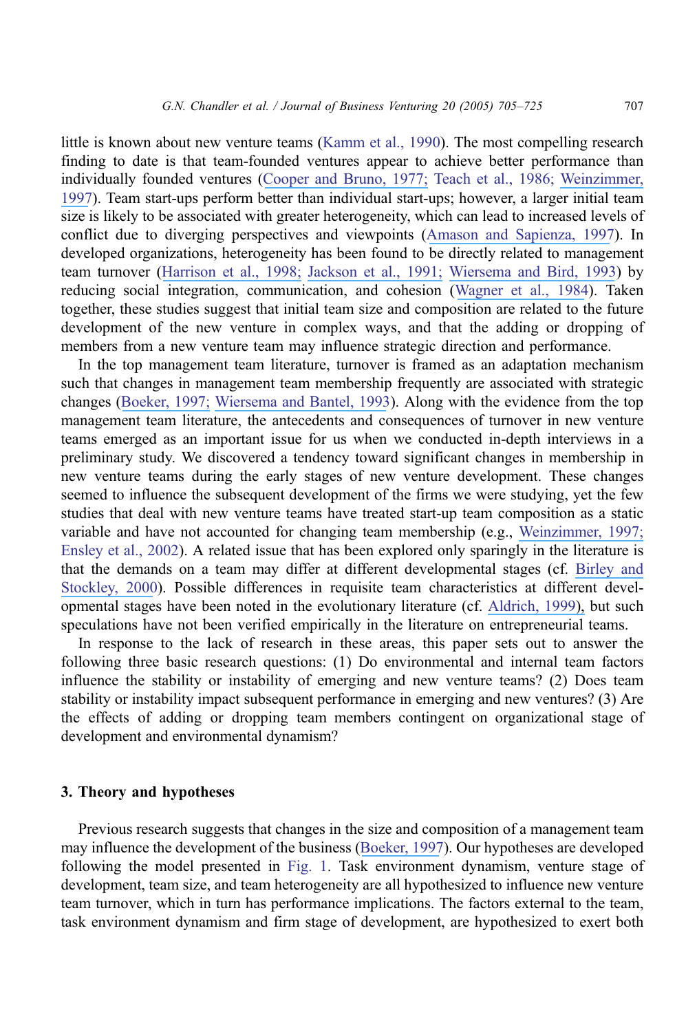little is known about new venture teams (Kamm et al., 1990). The most compelling research finding to date is that team-founded ventures appear to achieve better performance than individually founded ventures (Cooper and Bruno, 1977; Teach et al., 1986; Weinzimmer, 1997). Team start-ups perform better than individual start-ups; however, a larger initial team size is likely to be associated with greater heterogeneity, which can lead to increased levels of conflict due to diverging perspectives and viewpoints (Amason and Sapienza, 1997). In developed organizations, heterogeneity has been found to be directly related to management team turnover (Harrison et al., 1998; Jackson et al., 1991; Wiersema and Bird, 1993) by reducing social integration, communication, and cohesion (Wagner et al., 1984). Taken together, these studies suggest that initial team size and composition are related to the future development of the new venture in complex ways, and that the adding or dropping of members from a new venture team may influence strategic direction and performance.

In the top management team literature, turnover is framed as an adaptation mechanism such that changes in management team membership frequently are associated with strategic changes (Boeker, 1997; Wiersema and Bantel, 1993). Along with the evidence from the top management team literature, the antecedents and consequences of turnover in new venture teams emerged as an important issue for us when we conducted in-depth interviews in a preliminary study. We discovered a tendency toward significant changes in membership in new venture teams during the early stages of new venture development. These changes seemed to influence the subsequent development of the firms we were studying, yet the few studies that deal with new venture teams have treated start-up team composition as a static variable and have not accounted for changing team membership (e.g., Weinzimmer, 1997; Ensley et al., 2002). A related issue that has been explored only sparingly in the literature is that the demands on a team may differ at different developmental stages (cf. Birley and Stockley, 2000). Possible differences in requisite team characteristics at different developmental stages have been noted in the evolutionary literature (cf. Aldrich, 1999), but such speculations have not been verified empirically in the literature on entrepreneurial teams.

In response to the lack of research in these areas, this paper sets out to answer the following three basic research questions: (1) Do environmental and internal team factors influence the stability or instability of emerging and new venture teams? (2) Does team stability or instability impact subsequent performance in emerging and new ventures? (3) Are the effects of adding or dropping team members contingent on organizational stage of development and environmental dynamism?

## 3. Theory and hypotheses

Previous research suggests that changes in the size and composition of a management team may influence the development of the business (Boeker, 1997). Our hypotheses are developed following the model presented in Fig. 1. Task environment dynamism, venture stage of development, team size, and team heterogeneity are all hypothesized to influence new venture team turnover, which in turn has performance implications. The factors external to the team, task environment dynamism and firm stage of development, are hypothesized to exert both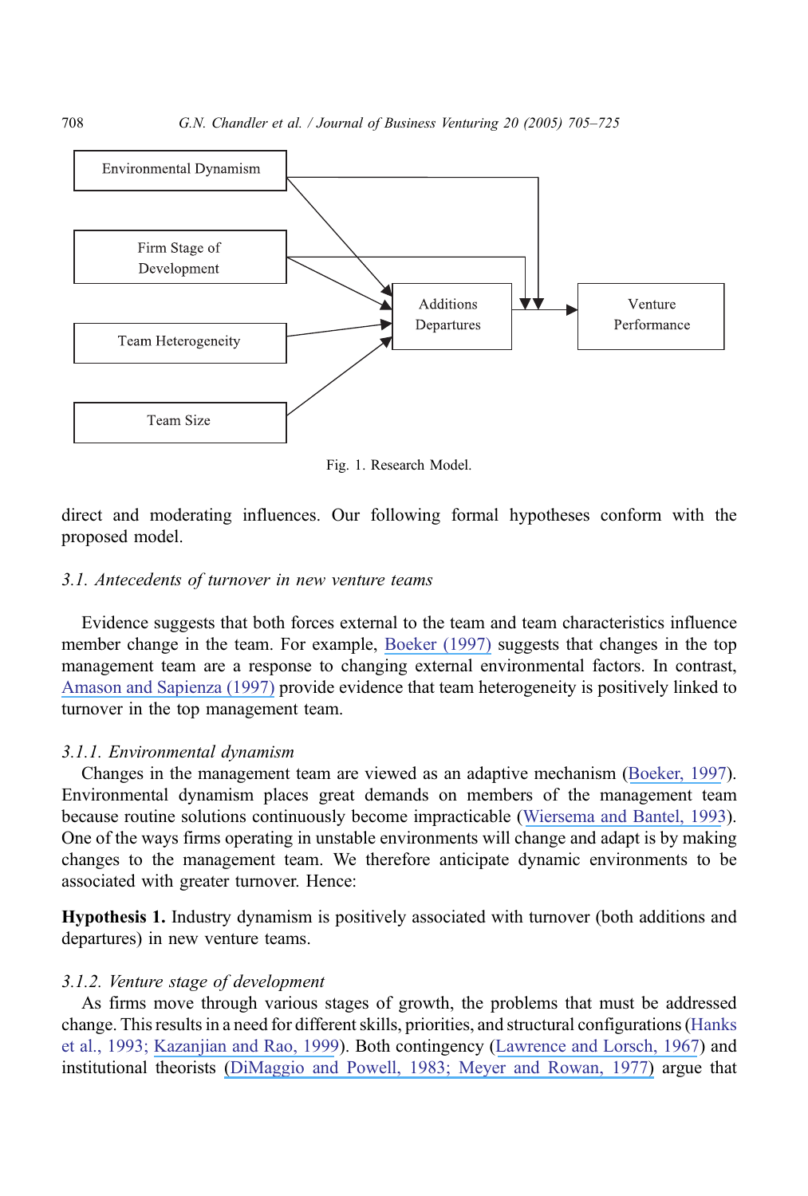Fig. 1. Research Model.

direct and moderating influences. Our following formal hypotheses conform with the proposed model.

### 3.1. Antecedents of turnover in new venture teams

Evidence suggests that both forces external to the team and team characteristics influence member change in the team. For example, Boeker (1997) suggests that changes in the top management team are a response to changing external environmental factors. In contrast, Amason and Sapienza (1997) provide evidence that team heterogeneity is positively linked to turnover in the top management team.

#### 3.1.1. Environmental dynamism

Changes in the management team are viewed as an adaptive mechanism (Boeker, 1997). Environmental dynamism places great demands on members of the management team because routine solutions continuously become impracticable (Wiersema and Bantel, 1993). One of the ways firms operating in unstable environments will change and adapt is by making changes to the management team. We therefore anticipate dynamic environments to be associated with greater turnover. Hence:

**Hypothesis 1.** Industry dynamism is positively associated with turnover (both additions and departures) in new venture teams.

#### 3.1.2. Venture stage of development

As firms move through various stages of growth, the problems that must be addressed change. This results in a need for different skills, priorities, and structural configurations (Hanks et al., 1993; Kazanjian and Rao, 1999). Both contingency (Lawrence and Lorsch, 1967) and institutional theorists (DiMaggio and Powell, 1983; Meyer and Rowan, 1977) argue that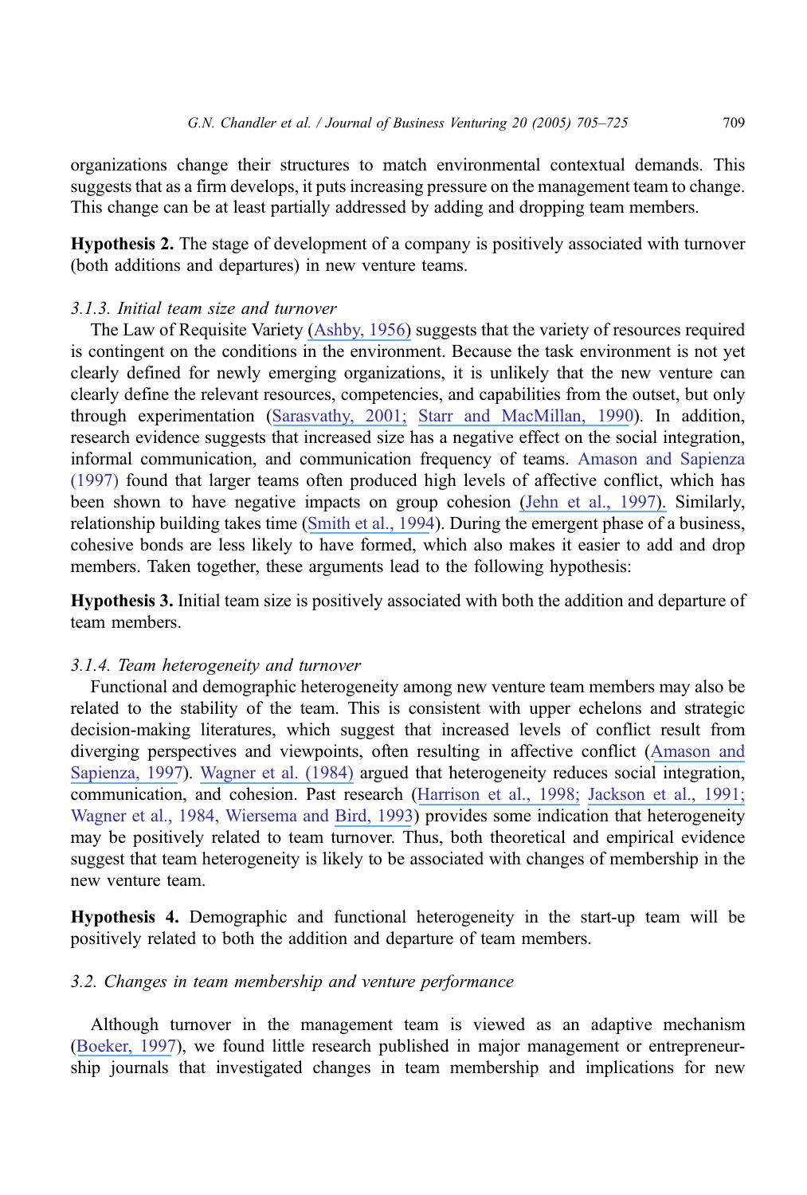organizations change their structures to match environmental contextual demands. This suggests that as a firm develops, it puts increasing pressure on the management team to change. This change can be at least partially addressed by adding and dropping team members.

**Hypothesis 2.** The stage of development of a company is positively associated with turnover (both additions and departures) in new venture teams.

### *3.1.3. Initial team size and turnover*

The Law of Requisite Variety (Ashby, 1956) suggests that the variety of resources required is contingent on the conditions in the environment. Because the task environment is not yet clearly defined for newly emerging organizations, it is unlikely that the new venture can clearly define the relevant resources, competencies, and capabilities from the outset, but only through experimentation (Sarasvathy, 2001; Starr and MacMillan, 1990). In addition, research evidence suggests that increased size has a negative effect on the social integration, informal communication, and communication frequency of teams. Amason and Sapienza (1997) found that larger teams often produced high levels of affective conflict, which has been shown to have negative impacts on group cohesion (Jehn et al., 1997). Similarly, relationship building takes time (Smith et al., 1994). During the emergent phase of a business, cohesive bonds are less likely to have formed, which also makes it easier to add and drop members. Taken together, these arguments lead to the following hypothesis:

**Hypothesis 3.** Initial team size is positively associated with both the addition and departure of team members.

### *3.1.4. Team heterogeneity and turnover*

Functional and demographic heterogeneity among new venture team members may also be related to the stability of the team. This is consistent with upper echelons and strategic decision-making literatures, which suggest that increased levels of conflict result from diverging perspectives and viewpoints, often resulting in affective conflict (Amason and Sapienza, 1997). Wagner et al. (1984) argued that heterogeneity reduces social integration, communication, and cohesion. Past research (Harrison et al., 1998; Jackson et al., 1991; Wagner et al., 1984, Wiersema and Bird, 1993) provides some indication that heterogeneity may be positively related to team turnover. Thus, both theoretical and empirical evidence suggest that team heterogeneity is likely to be associated with changes of membership in the new venture team.

**Hypothesis 4.** Demographic and functional heterogeneity in the start-up team will be positively related to both the addition and departure of team members.

## *3.2. Changes in team membership and venture performance*

Although turnover in the management team is viewed as an adaptive mechanism (Boeker, 1997), we found little research published in major management or entrepreneurship journals that investigated changes in team membership and implications for new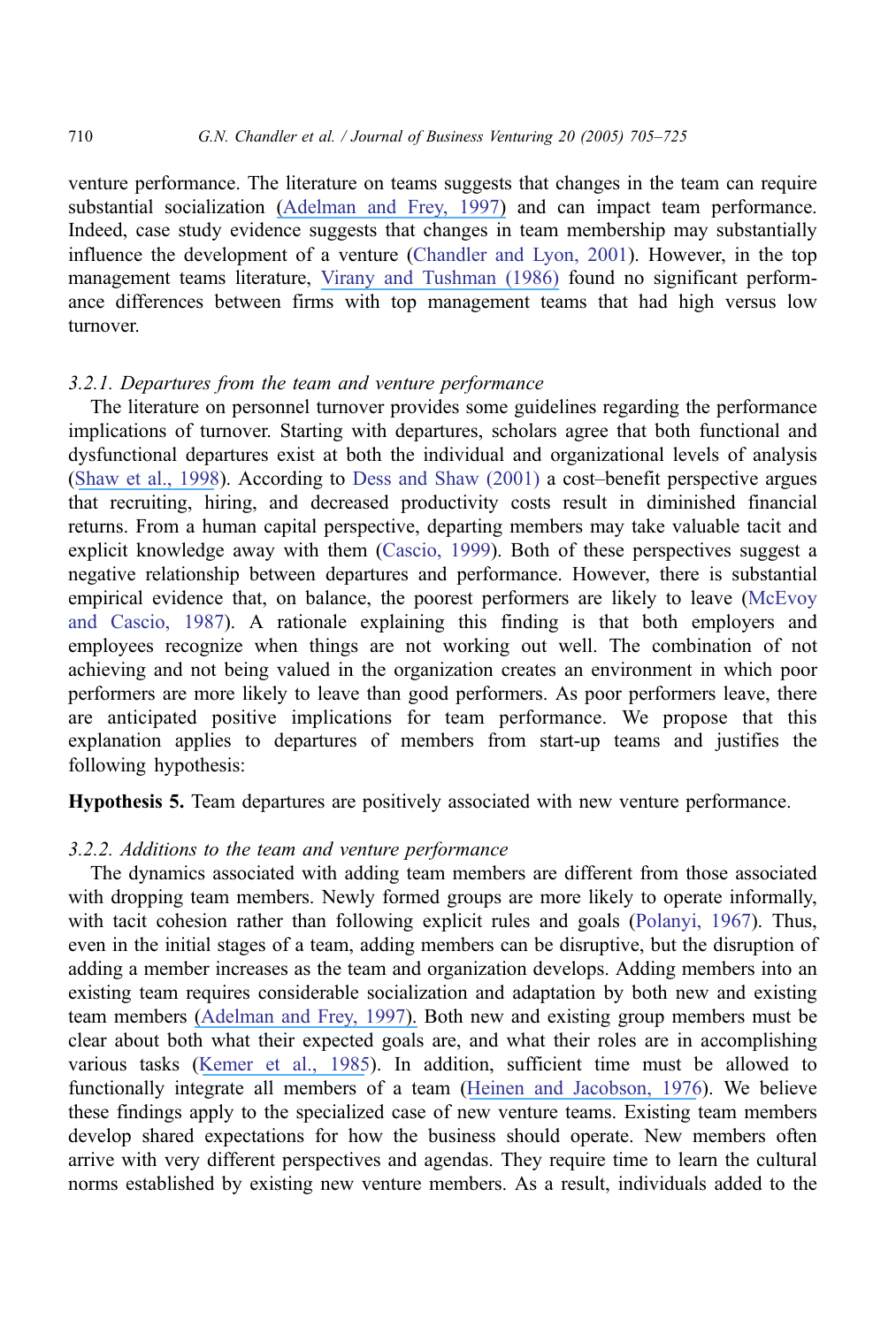venture performance. The literature on teams suggests that changes in the team can require substantial socialization (Adelman and Frey, 1997) and can impact team performance. Indeed, case study evidence suggests that changes in team membership may substantially influence the development of a venture (Chandler and Lyon, 2001). However, in the top management teams literature, Virany and Tushman (1986) found no significant performance differences between firms with top management teams that had high versus low turnover.

### *3.2.1. Departures from the team and venture performance*

The literature on personnel turnover provides some guidelines regarding the performance implications of turnover. Starting with departures, scholars agree that both functional and dysfunctional departures exist at both the individual and organizational levels of analysis (Shaw et al., 1998). According to Dess and Shaw (2001) a cost–benefit perspective argues that recruiting, hiring, and decreased productivity costs result in diminished financial returns. From a human capital perspective, departing members may take valuable tacit and explicit knowledge away with them (Cascio, 1999). Both of these perspectives suggest a negative relationship between departures and performance. However, there is substantial empirical evidence that, on balance, the poorest performers are likely to leave (McEvoy and Cascio, 1987). A rationale explaining this finding is that both employers and employees recognize when things are not working out well. The combination of not achieving and not being valued in the organization creates an environment in which poor performers are more likely to leave than good performers. As poor performers leave, there are anticipated positive implications for team performance. We propose that this explanation applies to departures of members from start-up teams and justifies the following hypothesis:

**Hypothesis 5.** Team departures are positively associated with new venture performance.

### *3.2.2. Additions to the team and venture performance*

The dynamics associated with adding team members are different from those associated with dropping team members. Newly formed groups are more likely to operate informally, with tacit cohesion rather than following explicit rules and goals (Polanyi, 1967). Thus, even in the initial stages of a team, adding members can be disruptive, but the disruption of adding a member increases as the team and organization develops. Adding members into an existing team requires considerable socialization and adaptation by both new and existing team members (Adelman and Frey, 1997). Both new and existing group members must be clear about both what their expected goals are, and what their roles are in accomplishing various tasks (Kemer et al., 1985). In addition, sufficient time must be allowed to functionally integrate all members of a team (Heinen and Jacobson, 1976). We believe these findings apply to the specialized case of new venture teams. Existing team members develop shared expectations for how the business should operate. New members often arrive with very different perspectives and agendas. They require time to learn the cultural norms established by existing new venture members. As a result, individuals added to the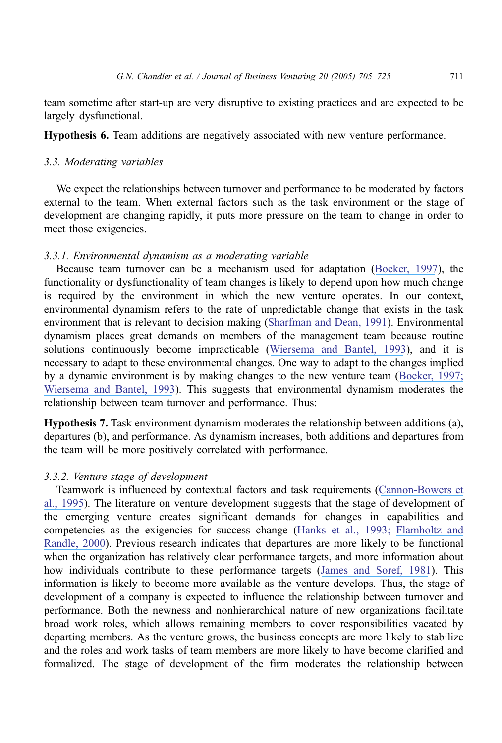team sometime after start-up are very disruptive to existing practices and are expected to be largely dysfunctional.

**Hypothesis 6.** Team additions are negatively associated with new venture performance.

### *3.3. Moderating variables*

We expect the relationships between turnover and performance to be moderated by factors external to the team. When external factors such as the task environment or the stage of development are changing rapidly, it puts more pressure on the team to change in order to meet those exigencies.

#### *3.3.1. Environmental dynamism as a moderating variable*

Because team turnover can be a mechanism used for adaptation (Boeker, 1997), the functionality or dysfunctionality of team changes is likely to depend upon how much change is required by the environment in which the new venture operates. In our context, environmental dynamism refers to the rate of unpredictable change that exists in the task environment that is relevant to decision making (Sharfman and Dean, 1991). Environmental dynamism places great demands on members of the management team because routine solutions continuously become impracticable (Wiersema and Bantel, 1993), and it is necessary to adapt to these environmental changes. One way to adapt to the changes implied by a dynamic environment is by making changes to the new venture team (Boeker, 1997; Wiersema and Bantel, 1993). This suggests that environmental dynamism moderates the relationship between team turnover and performance. Thus:

**Hypothesis 7.** Task environment dynamism moderates the relationship between additions (a), departures (b), and performance. As dynamism increases, both additions and departures from the team will be more positively correlated with performance.

#### *3.3.2. Venture stage of development*

Teamwork is influenced by contextual factors and task requirements (Cannon-Bowers et al., 1995). The literature on venture development suggests that the stage of development of the emerging venture creates significant demands for changes in capabilities and competencies as the exigencies for success change (Hanks et al., 1993; Flamholtz and Randle, 2000). Previous research indicates that departures are more likely to be functional when the organization has relatively clear performance targets, and more information about how individuals contribute to these performance targets (James and Soref, 1981). This information is likely to become more available as the venture develops. Thus, the stage of development of a company is expected to influence the relationship between turnover and performance. Both the newness and nonhierarchical nature of new organizations facilitate broad work roles, which allows remaining members to cover responsibilities vacated by departing members. As the venture grows, the business concepts are more likely to stabilize and the roles and work tasks of team members are more likely to have become clarified and formalized. The stage of development of the firm moderates the relationship between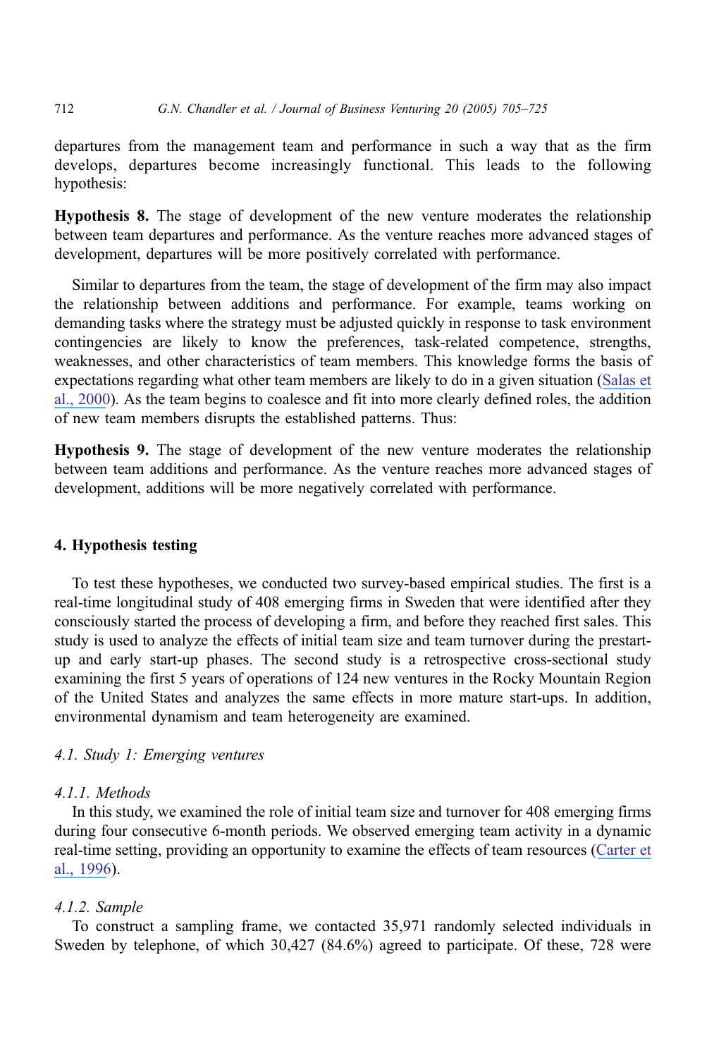departures from the management team and performance in such a way that as the firm develops, departures become increasingly functional. This leads to the following hypothesis:

**Hypothesis 8.** The stage of development of the new venture moderates the relationship between team departures and performance. As the venture reaches more advanced stages of development, departures will be more positively correlated with performance.

Similar to departures from the team, the stage of development of the firm may also impact the relationship between additions and performance. For example, teams working on demanding tasks where the strategy must be adjusted quickly in response to task environment contingencies are likely to know the preferences, task-related competence, strengths, weaknesses, and other characteristics of team members. This knowledge forms the basis of expectations regarding what other team members are likely to do in a given situation (Salas et al., 2000). As the team begins to coalesce and fit into more clearly defined roles, the addition of new team members disrupts the established patterns. Thus:

**Hypothesis 9.** The stage of development of the new venture moderates the relationship between team additions and performance. As the venture reaches more advanced stages of development, additions will be more negatively correlated with performance.

## 4. Hypothesis testing

To test these hypotheses, we conducted two survey-based empirical studies. The first is a real-time longitudinal study of 408 emerging firms in Sweden that were identified after they consciously started the process of developing a firm, and before they reached first sales. This study is used to analyze the effects of initial team size and team turnover during the prestart-up and early start-up phases. The second study is a retrospective cross-sectional study examining the first 5 years of operations of 124 new ventures in the Rocky Mountain Region of the United States and analyzes the same effects in more mature start-ups. In addition, environmental dynamism and team heterogeneity are examined.

### *4.1. Study 1: Emerging ventures*

#### *4.1.1. Methods*

In this study, we examined the role of initial team size and turnover for 408 emerging firms during four consecutive 6-month periods. We observed emerging team activity in a dynamic real-time setting, providing an opportunity to examine the effects of team resources (Carter et al., 1996).

#### *4.1.2. Sample*

To construct a sampling frame, we contacted 35,971 randomly selected individuals in Sweden by telephone, of which 30,427 (84.6%) agreed to participate. Of these, 728 were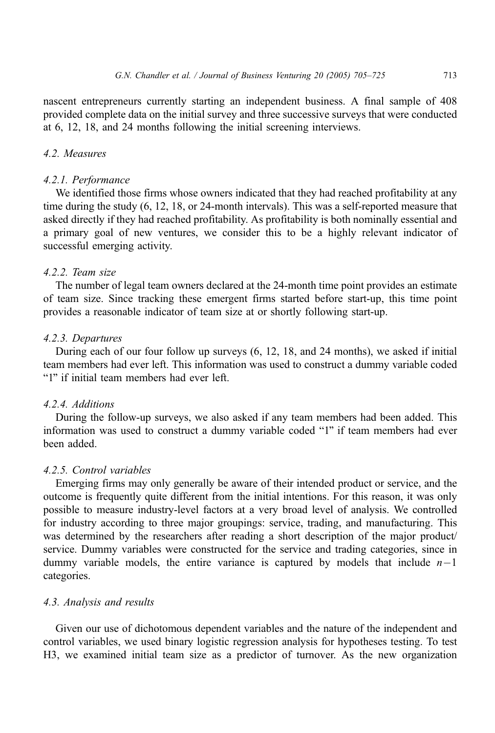nascent entrepreneurs currently starting an independent business. A final sample of 408 provided complete data on the initial survey and three successive surveys that were conducted at 6, 12, 18, and 24 months following the initial screening interviews.

### 4.2. Measures

#### 4.2.1. Performance

We identified those firms whose owners indicated that they had reached profitability at any time during the study (6, 12, 18, or 24-month intervals). This was a self-reported measure that asked directly if they had reached profitability. As profitability is both nominally essential and a primary goal of new ventures, we consider this to be a highly relevant indicator of successful emerging activity.

#### 4.2.2. Team size

The number of legal team owners declared at the 24-month time point provides an estimate of team size. Since tracking these emergent firms started before start-up, this time point provides a reasonable indicator of team size at or shortly following start-up.

#### 4.2.3. Departures

During each of our four follow up surveys (6, 12, 18, and 24 months), we asked if initial team members had ever left. This information was used to construct a dummy variable coded "1" if initial team members had ever left.

#### 4.2.4. Additions

During the follow-up surveys, we also asked if any team members had been added. This information was used to construct a dummy variable coded "1" if team members had ever been added.

#### 4.2.5. Control variables

Emerging firms may only generally be aware of their intended product or service, and the outcome is frequently quite different from the initial intentions. For this reason, it was only possible to measure industry-level factors at a very broad level of analysis. We controlled for industry according to three major groupings: service, trading, and manufacturing. This was determined by the researchers after reading a short description of the major product/service. Dummy variables were constructed for the service and trading categories, since in dummy variable models, the entire variance is captured by models that include $n-1$ categories.

### 4.3. Analysis and results

Given our use of dichotomous dependent variables and the nature of the independent and control variables, we used binary logistic regression analysis for hypotheses testing. To test H3, we examined initial team size as a predictor of turnover. As the new organization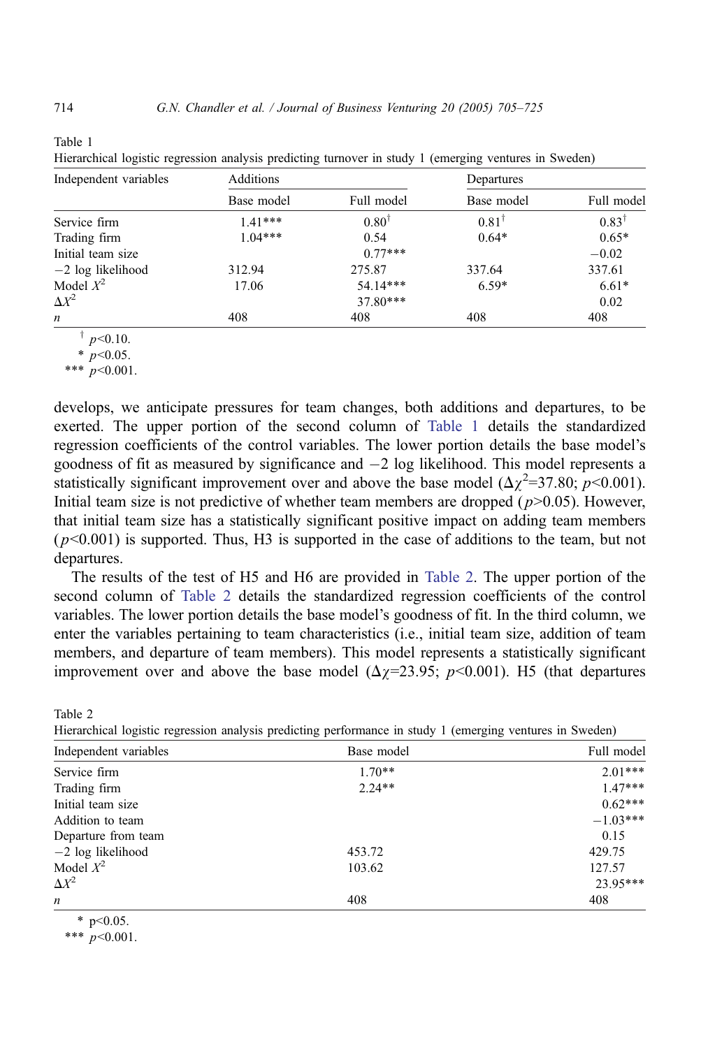Table 1

Hierarchical logistic regression analysis predicting turnover in study 1 (emerging ventures in Sweden)

| Independent variables | Additions | | Departures | |
|---|---|---|---|---|
| | Base model | Full model | Base model | Full model |
| Service firm | 1.41*** | 0.80† | 0.81† | 0.83† |
| Trading firm | 1.04*** | 0.54 | 0.64* | 0.65* |
| Initial team size | | 0.77*** | | −0.02 |
| −2 log likelihood | 312.94 | 275.87 | 337.64 | 337.61 |
| Model $X^2$ | 17.06 | 54.14*** | 6.59* | 6.61* |
| $\Delta X^2$ | | 37.80*** | | 0.02 |
| $n$ | 408 | 408 | 408 | 408 |

† $p<0.10$.

* $p<0.05$.

*** $p<0.001$.

develops, we anticipate pressures for team changes, both additions and departures, to be exerted. The upper portion of the second column of Table 1 details the standardized regression coefficients of the control variables. The lower portion details the base model's goodness of fit as measured by significance and −2 log likelihood. This model represents a statistically significant improvement over and above the base model ($\Delta\chi^2$=37.80; $p<0.001$). Initial team size is not predictive of whether team members are dropped ($p>0.05$). However, that initial team size has a statistically significant positive impact on adding team members ($p<0.001$) is supported. Thus, H3 is supported in the case of additions to the team, but not departures.

The results of the test of H5 and H6 are provided in Table 2. The upper portion of the second column of Table 2 details the standardized regression coefficients of the control variables. The lower portion details the base model's goodness of fit. In the third column, we enter the variables pertaining to team characteristics (i.e., initial team size, addition of team members, and departure of team members). This model represents a statistically significant improvement over and above the base model ($\Delta\chi$=23.95; $p<0.001$). H5 (that departures

Table 2

Hierarchical logistic regression analysis predicting performance in study 1 (emerging ventures in Sweden)

| Independent variables | Base model | Full model |
|---|---|---|
| Service firm | 1.70** | 2.01*** |
| Trading firm | 2.24** | 1.47*** |
| Initial team size | | 0.62*** |
| Addition to team | | −1.03*** |
| Departure from team | | 0.15 |
| −2 log likelihood | 453.72 | 429.75 |
| Model $X^2$ | 103.62 | 127.57 |
| $\Delta X^2$ | | 23.95*** |
| $n$ | 408 | 408 |

* p<0.05.

*** $p<0.001$.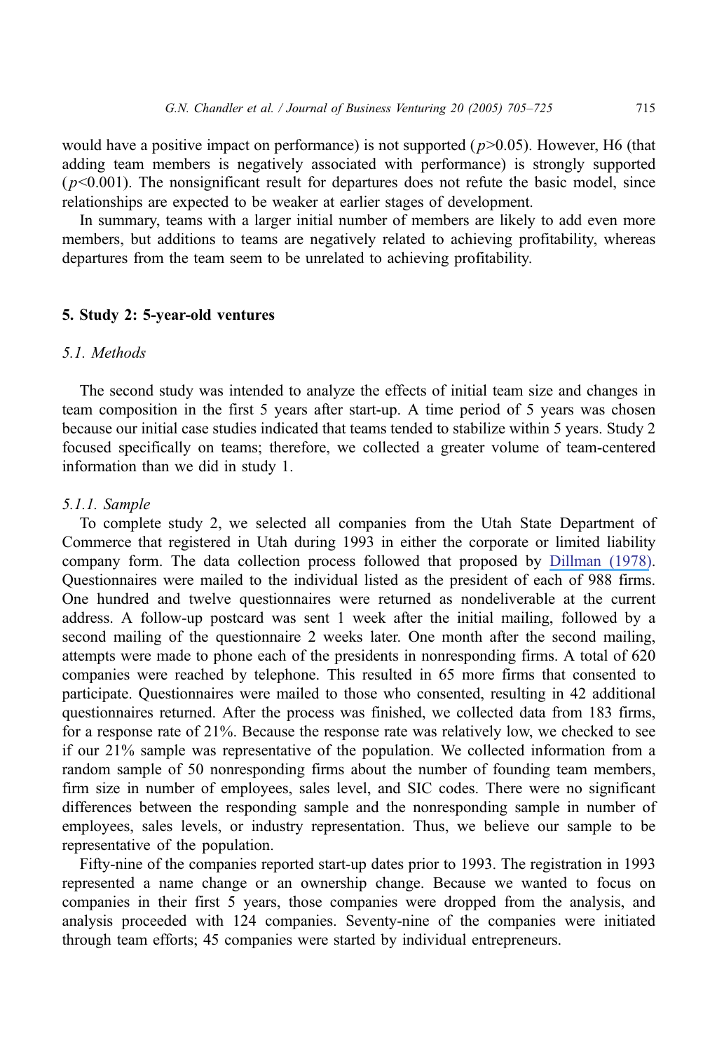would have a positive impact on performance) is not supported ($p$>0.05). However, H6 (that adding team members is negatively associated with performance) is strongly supported ($p$<0.001). The nonsignificant result for departures does not refute the basic model, since relationships are expected to be weaker at earlier stages of development.

In summary, teams with a larger initial number of members are likely to add even more members, but additions to teams are negatively related to achieving profitability, whereas departures from the team seem to be unrelated to achieving profitability.

## 5. Study 2: 5-year-old ventures

### 5.1. Methods

The second study was intended to analyze the effects of initial team size and changes in team composition in the first 5 years after start-up. A time period of 5 years was chosen because our initial case studies indicated that teams tended to stabilize within 5 years. Study 2 focused specifically on teams; therefore, we collected a greater volume of team-centered information than we did in study 1.

#### 5.1.1. Sample

To complete study 2, we selected all companies from the Utah State Department of Commerce that registered in Utah during 1993 in either the corporate or limited liability company form. The data collection process followed that proposed by Dillman (1978). Questionnaires were mailed to the individual listed as the president of each of 988 firms. One hundred and twelve questionnaires were returned as nondeliverable at the current address. A follow-up postcard was sent 1 week after the initial mailing, followed by a second mailing of the questionnaire 2 weeks later. One month after the second mailing, attempts were made to phone each of the presidents in nonresponding firms. A total of 620 companies were reached by telephone. This resulted in 65 more firms that consented to participate. Questionnaires were mailed to those who consented, resulting in 42 additional questionnaires returned. After the process was finished, we collected data from 183 firms, for a response rate of 21%. Because the response rate was relatively low, we checked to see if our 21% sample was representative of the population. We collected information from a random sample of 50 nonresponding firms about the number of founding team members, firm size in number of employees, sales level, and SIC codes. There were no significant differences between the responding sample and the nonresponding sample in number of employees, sales levels, or industry representation. Thus, we believe our sample to be representative of the population.

Fifty-nine of the companies reported start-up dates prior to 1993. The registration in 1993 represented a name change or an ownership change. Because we wanted to focus on companies in their first 5 years, those companies were dropped from the analysis, and analysis proceeded with 124 companies. Seventy-nine of the companies were initiated through team efforts; 45 companies were started by individual entrepreneurs.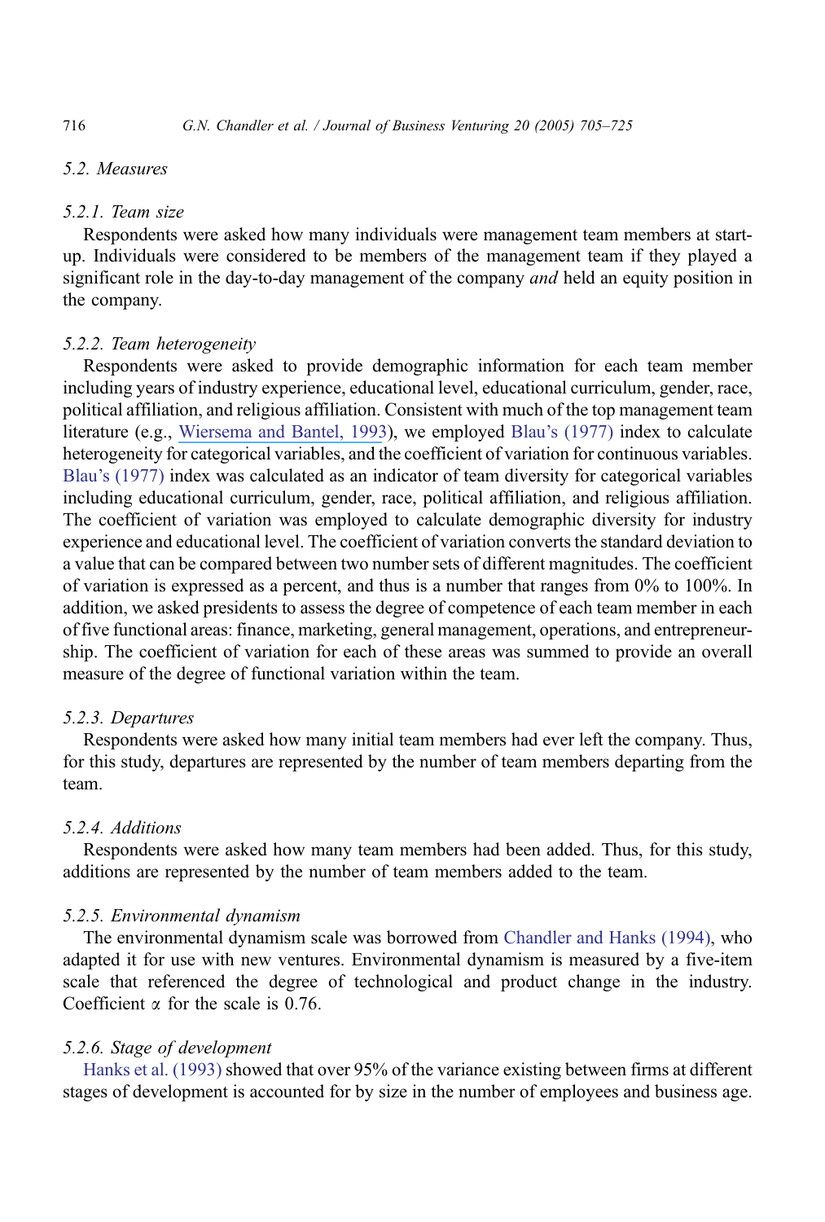### 5.2. Measures

#### 5.2.1. Team size

Respondents were asked how many individuals were management team members at start-up. Individuals were considered to be members of the management team if they played a significant role in the day-to-day management of the company *and* held an equity position in the company.

#### 5.2.2. Team heterogeneity

Respondents were asked to provide demographic information for each team member including years of industry experience, educational level, educational curriculum, gender, race, political affiliation, and religious affiliation. Consistent with much of the top management team literature (e.g., Wiersema and Bantel, 1993), we employed Blau's (1977) index to calculate heterogeneity for categorical variables, and the coefficient of variation for continuous variables. Blau's (1977) index was calculated as an indicator of team diversity for categorical variables including educational curriculum, gender, race, political affiliation, and religious affiliation. The coefficient of variation was employed to calculate demographic diversity for industry experience and educational level. The coefficient of variation converts the standard deviation to a value that can be compared between two number sets of different magnitudes. The coefficient of variation is expressed as a percent, and thus is a number that ranges from 0% to 100%. In addition, we asked presidents to assess the degree of competence of each team member in each of five functional areas: finance, marketing, general management, operations, and entrepreneurship. The coefficient of variation for each of these areas was summed to provide an overall measure of the degree of functional variation within the team.

#### 5.2.3. Departures

Respondents were asked how many initial team members had ever left the company. Thus, for this study, departures are represented by the number of team members departing from the team.

#### 5.2.4. Additions

Respondents were asked how many team members had been added. Thus, for this study, additions are represented by the number of team members added to the team.

#### 5.2.5. Environmental dynamism

The environmental dynamism scale was borrowed from Chandler and Hanks (1994), who adapted it for use with new ventures. Environmental dynamism is measured by a five-item scale that referenced the degree of technological and product change in the industry. Coefficient $\alpha$ for the scale is 0.76.

#### 5.2.6. Stage of development

Hanks et al. (1993) showed that over 95% of the variance existing between firms at different stages of development is accounted for by size in the number of employees and business age.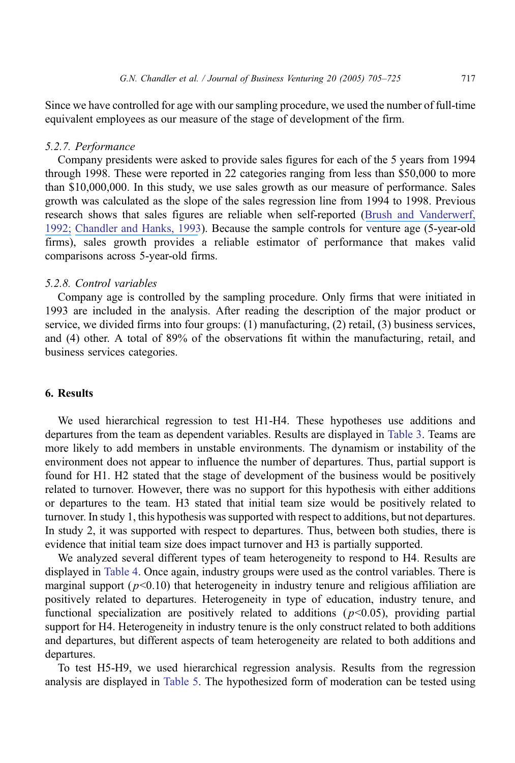Since we have controlled for age with our sampling procedure, we used the number of full-time equivalent employees as our measure of the stage of development of the firm.

#### 5.2.7. Performance

Company presidents were asked to provide sales figures for each of the 5 years from 1994 through 1998. These were reported in 22 categories ranging from less than \$50,000 to more than \$10,000,000. In this study, we use sales growth as our measure of performance. Sales growth was calculated as the slope of the sales regression line from 1994 to 1998. Previous research shows that sales figures are reliable when self-reported (Brush and Vanderwerf, 1992; Chandler and Hanks, 1993). Because the sample controls for venture age (5-year-old firms), sales growth provides a reliable estimator of performance that makes valid comparisons across 5-year-old firms.

#### 5.2.8. Control variables

Company age is controlled by the sampling procedure. Only firms that were initiated in 1993 are included in the analysis. After reading the description of the major product or service, we divided firms into four groups: (1) manufacturing, (2) retail, (3) business services, and (4) other. A total of 89% of the observations fit within the manufacturing, retail, and business services categories.

## 6. Results

We used hierarchical regression to test H1-H4. These hypotheses use additions and departures from the team as dependent variables. Results are displayed in Table 3. Teams are more likely to add members in unstable environments. The dynamism or instability of the environment does not appear to influence the number of departures. Thus, partial support is found for H1. H2 stated that the stage of development of the business would be positively related to turnover. However, there was no support for this hypothesis with either additions or departures to the team. H3 stated that initial team size would be positively related to turnover. In study 1, this hypothesis was supported with respect to additions, but not departures. In study 2, it was supported with respect to departures. Thus, between both studies, there is evidence that initial team size does impact turnover and H3 is partially supported.

We analyzed several different types of team heterogeneity to respond to H4. Results are displayed in Table 4. Once again, industry groups were used as the control variables. There is marginal support ($p<0.10$) that heterogeneity in industry tenure and religious affiliation are positively related to departures. Heterogeneity in type of education, industry tenure, and functional specialization are positively related to additions ($p<0.05$), providing partial support for H4. Heterogeneity in industry tenure is the only construct related to both additions and departures, but different aspects of team heterogeneity are related to both additions and departures.

To test H5-H9, we used hierarchical regression analysis. Results from the regression analysis are displayed in Table 5. The hypothesized form of moderation can be tested using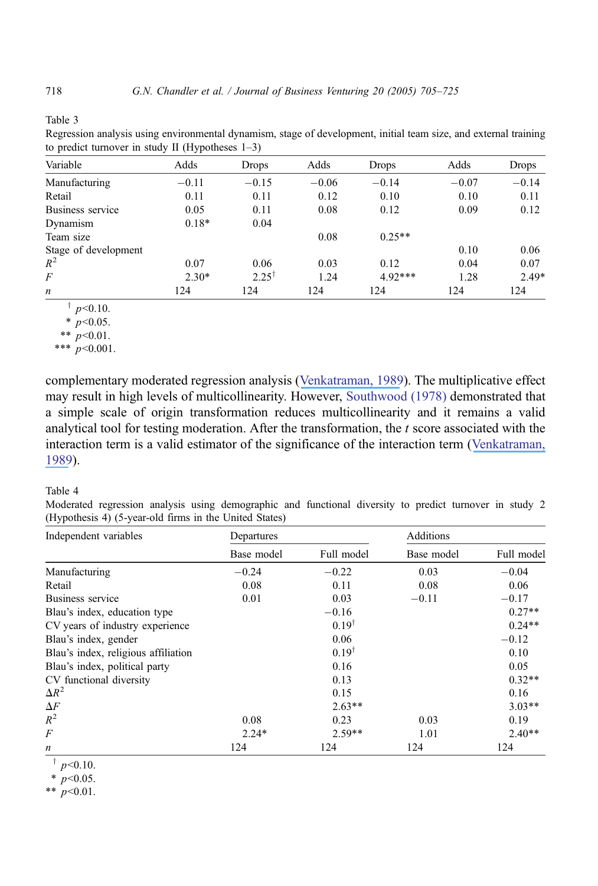Table 3
Regression analysis using environmental dynamism, stage of development, initial team size, and external training to predict turnover in study II (Hypotheses 1–3)

| Variable | Adds | Drops | Adds | Drops | Adds | Drops |
|---|---|---|---|---|---|---|
| Manufacturing | −0.11 | −0.15 | −0.06 | −0.14 | −0.07 | −0.14 |
| Retail | 0.11 | 0.11 | 0.12 | 0.10 | 0.10 | 0.11 |
| Business service | 0.05 | 0.11 | 0.08 | 0.12 | 0.09 | 0.12 |
| Dynamism | 0.18* | 0.04 | | | | |
| Team size | | | 0.08 | 0.25** | | |
| Stage of development | | | | | 0.10 | 0.06 |
| $R^2$ | 0.07 | 0.06 | 0.03 | 0.12 | 0.04 | 0.07 |
| $F$ | 2.30* | 2.25† | 1.24 | 4.92*** | 1.28 | 2.49* |
| $n$ | 124 | 124 | 124 | 124 | 124 | 124 |

† $p<0.10$.
* $p<0.05$.
** $p<0.01$.
*** $p<0.001$.

complementary moderated regression analysis (Venkatraman, 1989). The multiplicative effect may result in high levels of multicollinearity. However, Southwood (1978) demonstrated that a simple scale of origin transformation reduces multicollinearity and it remains a valid analytical tool for testing moderation. After the transformation, the $t$ score associated with the interaction term is a valid estimator of the significance of the interaction term (Venkatraman, 1989).

Table 4
Moderated regression analysis using demographic and functional diversity to predict turnover in study 2 (Hypothesis 4) (5-year-old firms in the United States)

| Independent variables | Departures | | Additions | |
|---|---|---|---|---|
| | Base model | Full model | Base model | Full model |
| Manufacturing | −0.24 | −0.22 | 0.03 | −0.04 |
| Retail | 0.08 | 0.11 | 0.08 | 0.06 |
| Business service | 0.01 | 0.03 | −0.11 | −0.17 |
| Blau's index, education type | | −0.16 | | 0.27** |
| CV years of industry experience | | 0.19† | | 0.24** |
| Blau's index, gender | | 0.06 | | −0.12 |
| Blau's index, religious affiliation | | 0.19† | | 0.10 |
| Blau's index, political party | | 0.16 | | 0.05 |
| CV functional diversity | | 0.13 | | 0.32** |
| $\Delta R^2$ | | 0.15 | | 0.16 |
| $\Delta F$ | | 2.63** | | 3.03** |
| $R^2$ | 0.08 | 0.23 | 0.03 | 0.19 |
| $F$ | 2.24* | 2.59** | 1.01 | 2.40** |
| $n$ | 124 | 124 | 124 | 124 |

† $p<0.10$.
* $p<0.05$.
** $p<0.01$.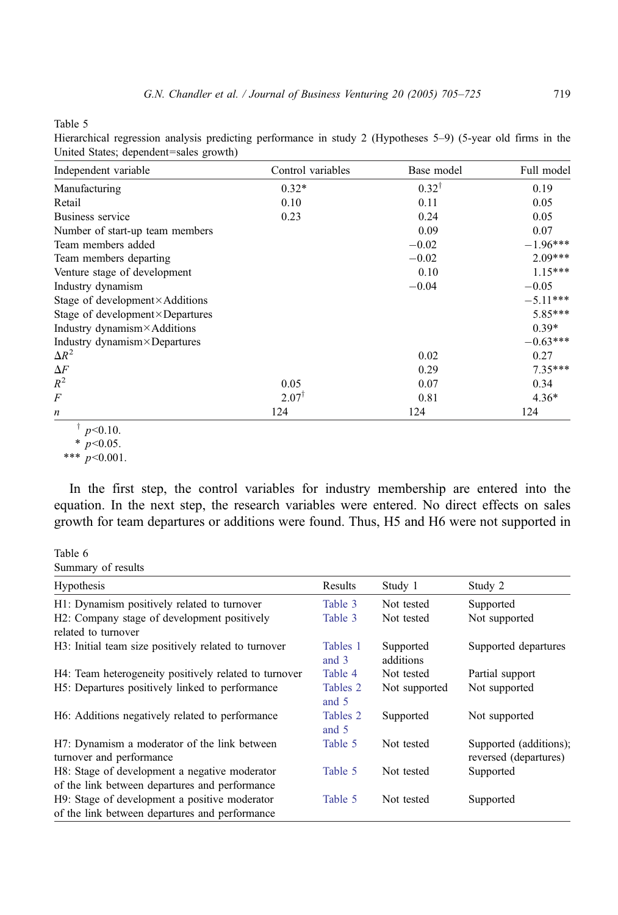Table 5

Hierarchical regression analysis predicting performance in study 2 (Hypotheses 5–9) (5-year old firms in the United States; dependent=sales growth)

| Independent variable | Control variables | Base model | Full model |
|---|---|---|---|
| Manufacturing | 0.32* | $0.32^{\dagger}$ | 0.19 |
| Retail | 0.10 | 0.11 | 0.05 |
| Business service | 0.23 | 0.24 | 0.05 |
| Number of start-up team members | | 0.09 | 0.07 |
| Team members added | | −0.02 | −1.96*** |
| Team members departing | | −0.02 | 2.09*** |
| Venture stage of development | | 0.10 | 1.15*** |
| Industry dynamism | | −0.04 | −0.05 |
| Stage of development×Additions | | | −5.11*** |
| Stage of development×Departures | | | 5.85*** |
| Industry dynamism×Additions | | | 0.39* |
| Industry dynamism×Departures | | | −0.63*** |
| $\Delta R^2$ | | 0.02 | 0.27 |
| $\Delta F$ | | 0.29 | 7.35*** |
| $R^2$ | 0.05 | 0.07 | 0.34 |
| $F$ | $2.07^{\dagger}$ | 0.81 | 4.36* |
| $n$ | 124 | 124 | 124 |

$^{\dagger}$ $p<0.10$.

\* $p<0.05$.

\*\*\* $p<0.001$.

In the first step, the control variables for industry membership are entered into the equation. In the next step, the research variables were entered. No direct effects on sales growth for team departures or additions were found. Thus, H5 and H6 were not supported in

Table 6

Summary of results

| Hypothesis | Results | Study 1 | Study 2 |
|---|---|---|---|
| H1: Dynamism positively related to turnover | Table 3 | Not tested | Supported |
| H2: Company stage of development positively related to turnover | Table 3 | Not tested | Not supported |
| H3: Initial team size positively related to turnover | Tables 1 and 3 | Supported additions | Supported departures |
| H4: Team heterogeneity positively related to turnover | Table 4 | Not tested | Partial support |
| H5: Departures positively linked to performance | Tables 2 and 5 | Not supported | Not supported |
| H6: Additions negatively related to performance | Tables 2 and 5 | Supported | Not supported |
| H7: Dynamism a moderator of the link between turnover and performance | Table 5 | Not tested | Supported (additions); reversed (departures) |
| H8: Stage of development a negative moderator of the link between departures and performance | Table 5 | Not tested | Supported |
| H9: Stage of development a positive moderator of the link between departures and performance | Table 5 | Not tested | Supported |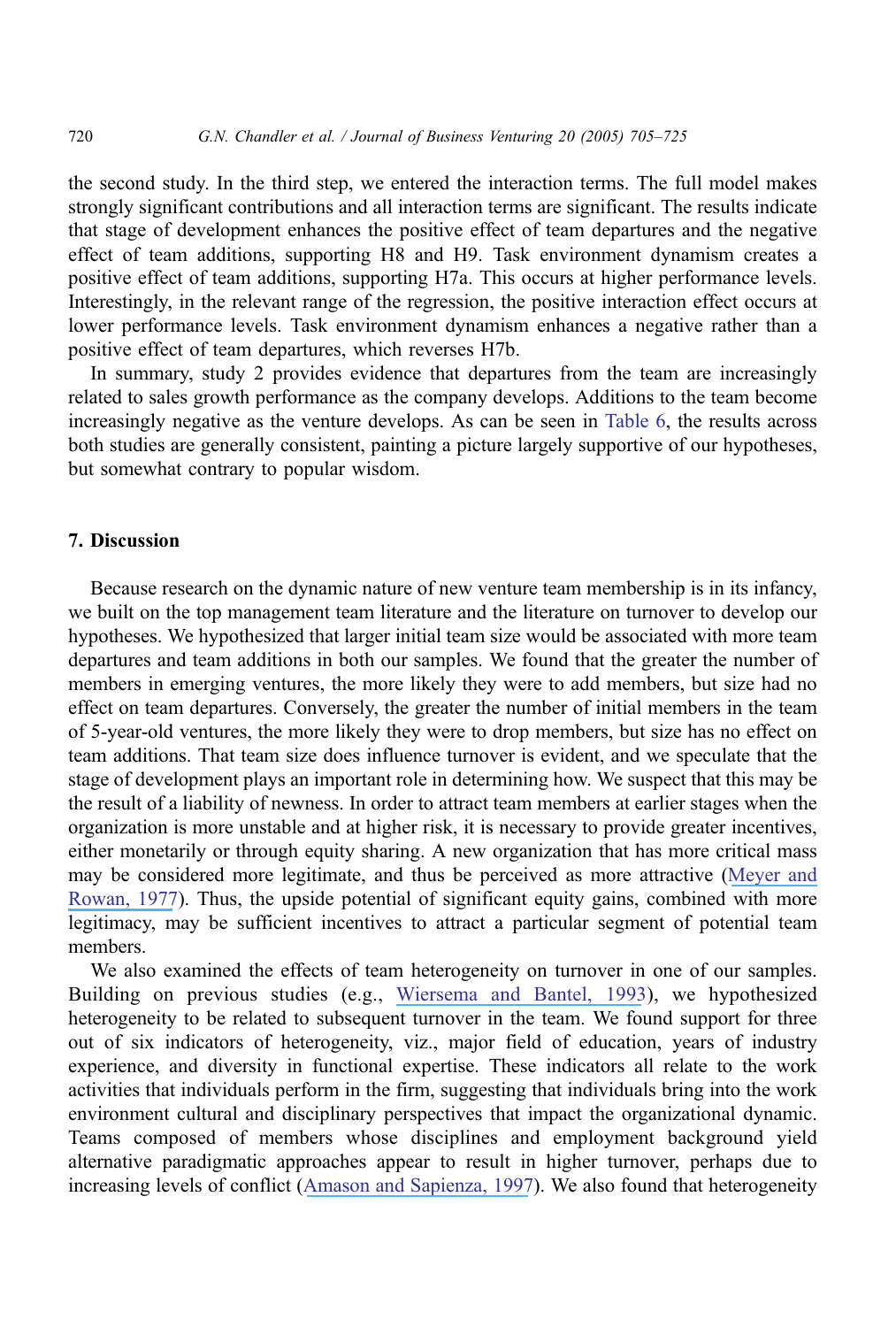the second study. In the third step, we entered the interaction terms. The full model makes strongly significant contributions and all interaction terms are significant. The results indicate that stage of development enhances the positive effect of team departures and the negative effect of team additions, supporting H8 and H9. Task environment dynamism creates a positive effect of team additions, supporting H7a. This occurs at higher performance levels. Interestingly, in the relevant range of the regression, the positive interaction effect occurs at lower performance levels. Task environment dynamism enhances a negative rather than a positive effect of team departures, which reverses H7b.

In summary, study 2 provides evidence that departures from the team are increasingly related to sales growth performance as the company develops. Additions to the team become increasingly negative as the venture develops. As can be seen in Table 6, the results across both studies are generally consistent, painting a picture largely supportive of our hypotheses, but somewhat contrary to popular wisdom.

## 7. Discussion

Because research on the dynamic nature of new venture team membership is in its infancy, we built on the top management team literature and the literature on turnover to develop our hypotheses. We hypothesized that larger initial team size would be associated with more team departures and team additions in both our samples. We found that the greater the number of members in emerging ventures, the more likely they were to add members, but size had no effect on team departures. Conversely, the greater the number of initial members in the team of 5-year-old ventures, the more likely they were to drop members, but size has no effect on team additions. That team size does influence turnover is evident, and we speculate that the stage of development plays an important role in determining how. We suspect that this may be the result of a liability of newness. In order to attract team members at earlier stages when the organization is more unstable and at higher risk, it is necessary to provide greater incentives, either monetarily or through equity sharing. A new organization that has more critical mass may be considered more legitimate, and thus be perceived as more attractive (Meyer and Rowan, 1977). Thus, the upside potential of significant equity gains, combined with more legitimacy, may be sufficient incentives to attract a particular segment of potential team members.

We also examined the effects of team heterogeneity on turnover in one of our samples. Building on previous studies (e.g., Wiersema and Bantel, 1993), we hypothesized heterogeneity to be related to subsequent turnover in the team. We found support for three out of six indicators of heterogeneity, viz., major field of education, years of industry experience, and diversity in functional expertise. These indicators all relate to the work activities that individuals perform in the firm, suggesting that individuals bring into the work environment cultural and disciplinary perspectives that impact the organizational dynamic. Teams composed of members whose disciplines and employment background yield alternative paradigmatic approaches appear to result in higher turnover, perhaps due to increasing levels of conflict (Amason and Sapienza, 1997). We also found that heterogeneity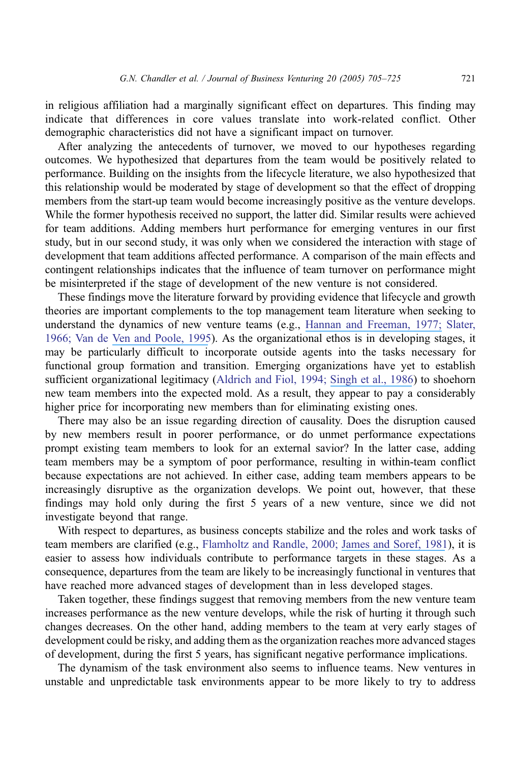in religious affiliation had a marginally significant effect on departures. This finding may indicate that differences in core values translate into work-related conflict. Other demographic characteristics did not have a significant impact on turnover.

After analyzing the antecedents of turnover, we moved to our hypotheses regarding outcomes. We hypothesized that departures from the team would be positively related to performance. Building on the insights from the lifecycle literature, we also hypothesized that this relationship would be moderated by stage of development so that the effect of dropping members from the start-up team would become increasingly positive as the venture develops. While the former hypothesis received no support, the latter did. Similar results were achieved for team additions. Adding members hurt performance for emerging ventures in our first study, but in our second study, it was only when we considered the interaction with stage of development that team additions affected performance. A comparison of the main effects and contingent relationships indicates that the influence of team turnover on performance might be misinterpreted if the stage of development of the new venture is not considered.

These findings move the literature forward by providing evidence that lifecycle and growth theories are important complements to the top management team literature when seeking to understand the dynamics of new venture teams (e.g., Hannan and Freeman, 1977; Slater, 1966; Van de Ven and Poole, 1995). As the organizational ethos is in developing stages, it may be particularly difficult to incorporate outside agents into the tasks necessary for functional group formation and transition. Emerging organizations have yet to establish sufficient organizational legitimacy (Aldrich and Fiol, 1994; Singh et al., 1986) to shoehorn new team members into the expected mold. As a result, they appear to pay a considerably higher price for incorporating new members than for eliminating existing ones.

There may also be an issue regarding direction of causality. Does the disruption caused by new members result in poorer performance, or do unmet performance expectations prompt existing team members to look for an external savior? In the latter case, adding team members may be a symptom of poor performance, resulting in within-team conflict because expectations are not achieved. In either case, adding team members appears to be increasingly disruptive as the organization develops. We point out, however, that these findings may hold only during the first 5 years of a new venture, since we did not investigate beyond that range.

With respect to departures, as business concepts stabilize and the roles and work tasks of team members are clarified (e.g., Flamholtz and Randle, 2000; James and Soref, 1981), it is easier to assess how individuals contribute to performance targets in these stages. As a consequence, departures from the team are likely to be increasingly functional in ventures that have reached more advanced stages of development than in less developed stages.

Taken together, these findings suggest that removing members from the new venture team increases performance as the new venture develops, while the risk of hurting it through such changes decreases. On the other hand, adding members to the team at very early stages of development could be risky, and adding them as the organization reaches more advanced stages of development, during the first 5 years, has significant negative performance implications.

The dynamism of the task environment also seems to influence teams. New ventures in unstable and unpredictable task environments appear to be more likely to try to address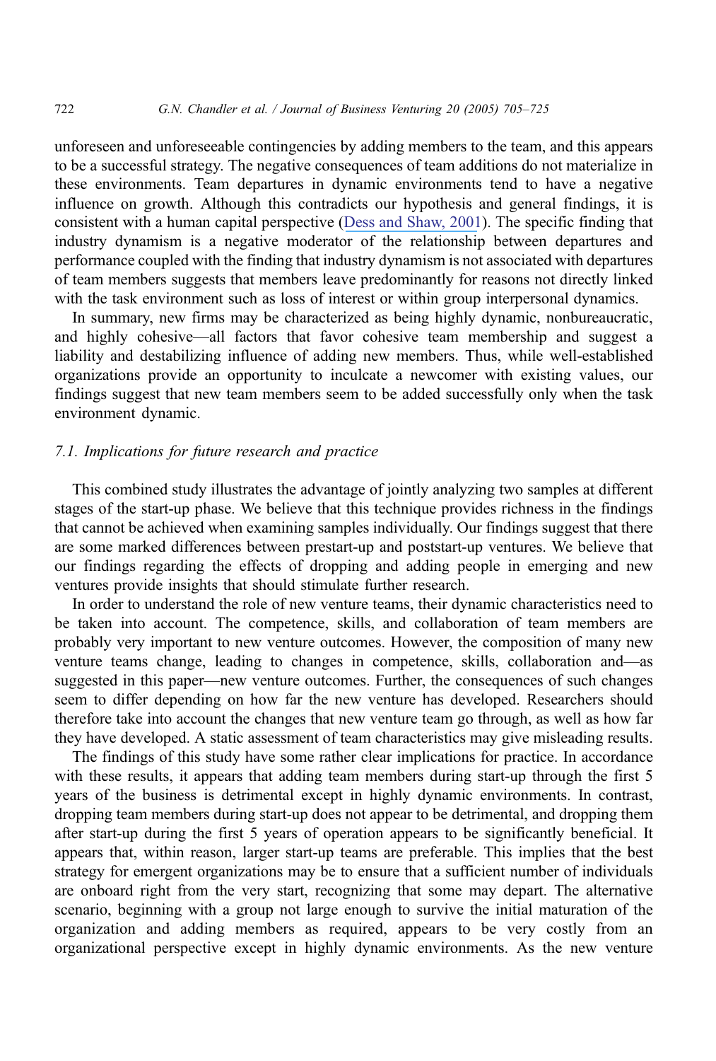unforeseen and unforeseeable contingencies by adding members to the team, and this appears to be a successful strategy. The negative consequences of team additions do not materialize in these environments. Team departures in dynamic environments tend to have a negative influence on growth. Although this contradicts our hypothesis and general findings, it is consistent with a human capital perspective (Dess and Shaw, 2001). The specific finding that industry dynamism is a negative moderator of the relationship between departures and performance coupled with the finding that industry dynamism is not associated with departures of team members suggests that members leave predominantly for reasons not directly linked with the task environment such as loss of interest or within group interpersonal dynamics.

In summary, new firms may be characterized as being highly dynamic, nonbureaucratic, and highly cohesive—all factors that favor cohesive team membership and suggest a liability and destabilizing influence of adding new members. Thus, while well-established organizations provide an opportunity to inculcate a newcomer with existing values, our findings suggest that new team members seem to be added successfully only when the task environment dynamic.

### 7.1. Implications for future research and practice

This combined study illustrates the advantage of jointly analyzing two samples at different stages of the start-up phase. We believe that this technique provides richness in the findings that cannot be achieved when examining samples individually. Our findings suggest that there are some marked differences between prestart-up and poststart-up ventures. We believe that our findings regarding the effects of dropping and adding people in emerging and new ventures provide insights that should stimulate further research.

In order to understand the role of new venture teams, their dynamic characteristics need to be taken into account. The competence, skills, and collaboration of team members are probably very important to new venture outcomes. However, the composition of many new venture teams change, leading to changes in competence, skills, collaboration and—as suggested in this paper—new venture outcomes. Further, the consequences of such changes seem to differ depending on how far the new venture has developed. Researchers should therefore take into account the changes that new venture team go through, as well as how far they have developed. A static assessment of team characteristics may give misleading results.

The findings of this study have some rather clear implications for practice. In accordance with these results, it appears that adding team members during start-up through the first 5 years of the business is detrimental except in highly dynamic environments. In contrast, dropping team members during start-up does not appear to be detrimental, and dropping them after start-up during the first 5 years of operation appears to be significantly beneficial. It appears that, within reason, larger start-up teams are preferable. This implies that the best strategy for emergent organizations may be to ensure that a sufficient number of individuals are onboard right from the very start, recognizing that some may depart. The alternative scenario, beginning with a group not large enough to survive the initial maturation of the organization and adding members as required, appears to be very costly from an organizational perspective except in highly dynamic environments. As the new venture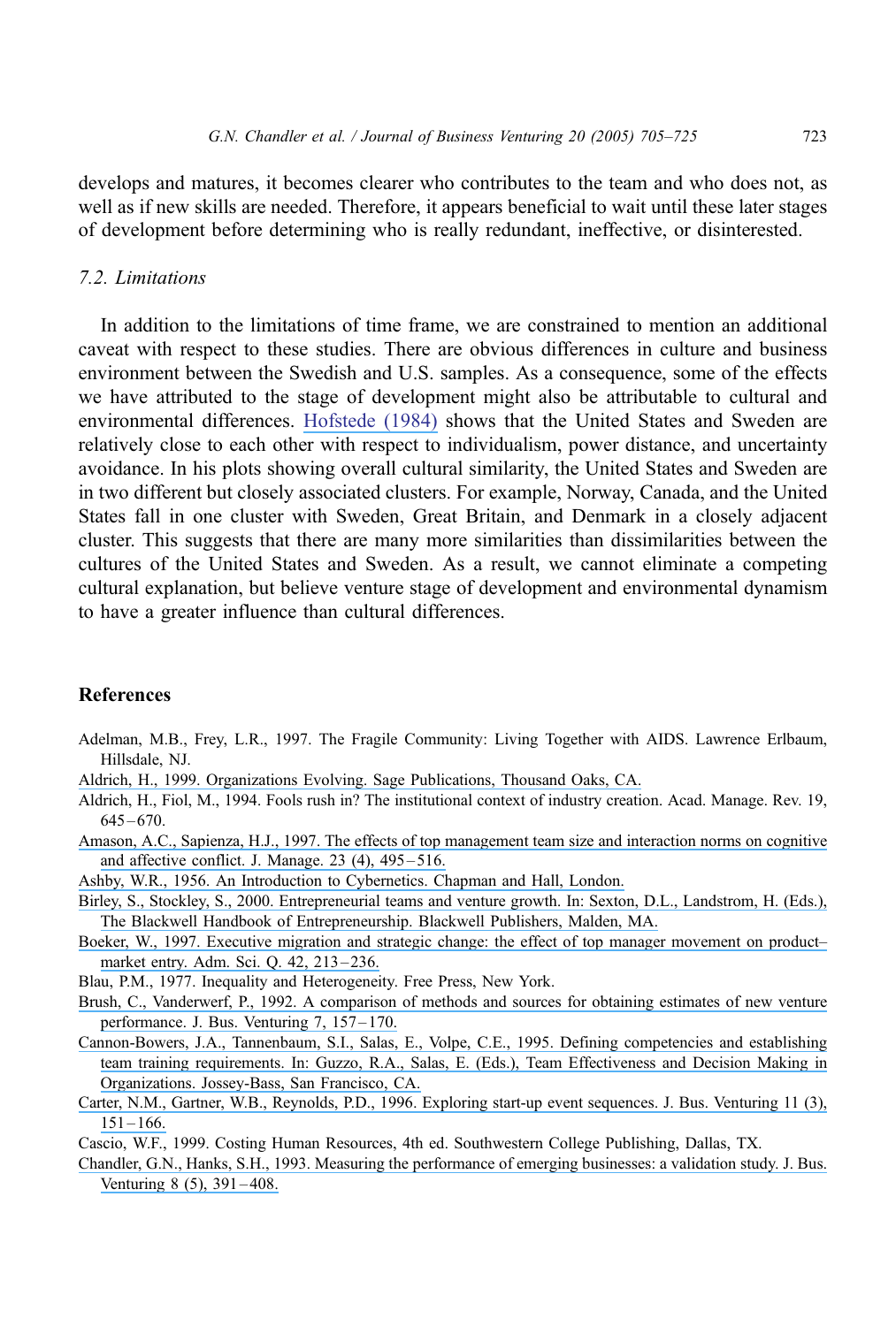develops and matures, it becomes clearer who contributes to the team and who does not, as well as if new skills are needed. Therefore, it appears beneficial to wait until these later stages of development before determining who is really redundant, ineffective, or disinterested.

### 7.2. Limitations

In addition to the limitations of time frame, we are constrained to mention an additional caveat with respect to these studies. There are obvious differences in culture and business environment between the Swedish and U.S. samples. As a consequence, some of the effects we have attributed to the stage of development might also be attributable to cultural and environmental differences. Hofstede (1984) shows that the United States and Sweden are relatively close to each other with respect to individualism, power distance, and uncertainty avoidance. In his plots showing overall cultural similarity, the United States and Sweden are in two different but closely associated clusters. For example, Norway, Canada, and the United States fall in one cluster with Sweden, Great Britain, and Denmark in a closely adjacent cluster. This suggests that there are many more similarities than dissimilarities between the cultures of the United States and Sweden. As a result, we cannot eliminate a competing cultural explanation, but believe venture stage of development and environmental dynamism to have a greater influence than cultural differences.

## References

Adelman, M.B., Frey, L.R., 1997. The Fragile Community: Living Together with AIDS. Lawrence Erlbaum, Hillsdale, NJ.

Aldrich, H., 1999. Organizations Evolving. Sage Publications, Thousand Oaks, CA.

Aldrich, H., Fiol, M., 1994. Fools rush in? The institutional context of industry creation. Acad. Manage. Rev. 19, 645–670.

Amason, A.C., Sapienza, H.J., 1997. The effects of top management team size and interaction norms on cognitive and affective conflict. J. Manage. 23 (4), 495–516.

Ashby, W.R., 1956. An Introduction to Cybernetics. Chapman and Hall, London.

Birley, S., Stockley, S., 2000. Entrepreneurial teams and venture growth. In: Sexton, D.L., Landstrom, H. (Eds.), The Blackwell Handbook of Entrepreneurship. Blackwell Publishers, Malden, MA.

Boeker, W., 1997. Executive migration and strategic change: the effect of top manager movement on product–market entry. Adm. Sci. Q. 42, 213–236.

Blau, P.M., 1977. Inequality and Heterogeneity. Free Press, New York.

Brush, C., Vanderwerf, P., 1992. A comparison of methods and sources for obtaining estimates of new venture performance. J. Bus. Venturing 7, 157–170.

Cannon-Bowers, J.A., Tannenbaum, S.I., Salas, E., Volpe, C.E., 1995. Defining competencies and establishing team training requirements. In: Guzzo, R.A., Salas, E. (Eds.), Team Effectiveness and Decision Making in Organizations. Jossey-Bass, San Francisco, CA.

Carter, N.M., Gartner, W.B., Reynolds, P.D., 1996. Exploring start-up event sequences. J. Bus. Venturing 11 (3), 151–166.

Cascio, W.F., 1999. Costing Human Resources, 4th ed. Southwestern College Publishing, Dallas, TX.

Chandler, G.N., Hanks, S.H., 1993. Measuring the performance of emerging businesses: a validation study. J. Bus. Venturing 8 (5), 391–408.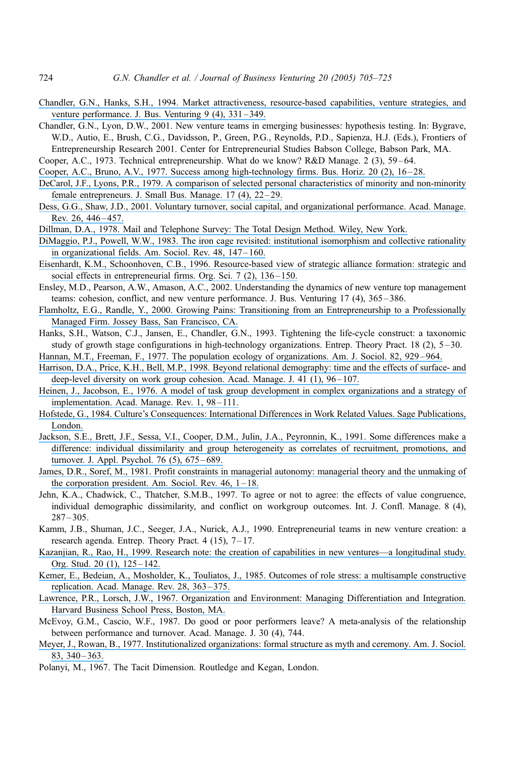Chandler, G.N., Hanks, S.H., 1994. Market attractiveness, resource-based capabilities, venture strategies, and venture performance. J. Bus. Venturing 9 (4), 331–349.

Chandler, G.N., Lyon, D.W., 2001. New venture teams in emerging businesses: hypothesis testing. In: Bygrave, W.D., Autio, E., Brush, C.G., Davidsson, P., Green, P.G., Reynolds, P.D., Sapienza, H.J. (Eds.), Frontiers of Entrepreneurship Research 2001. Center for Entrepreneurial Studies Babson College, Babson Park, MA.

Cooper, A.C., 1973. Technical entrepreneurship. What do we know? R&D Manage. 2 (3), 59–64.

Cooper, A.C., Bruno, A.V., 1977. Success among high-technology firms. Bus. Horiz. 20 (2), 16–28.

DeCarol, J.F., Lyons, P.R., 1979. A comparison of selected personal characteristics of minority and non-minority female entrepreneurs. J. Small Bus. Manage. 17 (4), 22–29.

Dess, G.G., Shaw, J.D., 2001. Voluntary turnover, social capital, and organizational performance. Acad. Manage. Rev. 26, 446–457.

Dillman, D.A., 1978. Mail and Telephone Survey: The Total Design Method. Wiley, New York.

DiMaggio, P.J., Powell, W.W., 1983. The iron cage revisited: institutional isomorphism and collective rationality in organizational fields. Am. Sociol. Rev. 48, 147–160.

Eisenhardt, K.M., Schoonhoven, C.B., 1996. Resource-based view of strategic alliance formation: strategic and social effects in entrepreneurial firms. Org. Sci. 7 (2), 136–150.

Ensley, M.D., Pearson, A.W., Amason, A.C., 2002. Understanding the dynamics of new venture top management teams: cohesion, conflict, and new venture performance. J. Bus. Venturing 17 (4), 365–386.

Flamholtz, E.G., Randle, Y., 2000. Growing Pains: Transitioning from an Entrepreneurship to a Professionally Managed Firm. Jossey Bass, San Francisco, CA.

Hanks, S.H., Watson, C.J., Jansen, E., Chandler, G.N., 1993. Tightening the life-cycle construct: a taxonomic study of growth stage configurations in high-technology organizations. Entrep. Theory Pract. 18 (2), 5–30.

Hannan, M.T., Freeman, F., 1977. The population ecology of organizations. Am. J. Sociol. 82, 929–964.

Harrison, D.A., Price, K.H., Bell, M.P., 1998. Beyond relational demography: time and the effects of surface- and deep-level diversity on work group cohesion. Acad. Manage. J. 41 (1), 96–107.

Heinen, J., Jacobson, E., 1976. A model of task group development in complex organizations and a strategy of implementation. Acad. Manage. Rev. 1, 98–111.

Hofstede, G., 1984. Culture's Consequences: International Differences in Work Related Values. Sage Publications, London.

Jackson, S.E., Brett, J.F., Sessa, V.I., Cooper, D.M., Julin, J.A., Peyronnin, K., 1991. Some differences make a difference: individual dissimilarity and group heterogeneity as correlates of recruitment, promotions, and turnover. J. Appl. Psychol. 76 (5), 675–689.

James, D.R., Soref, M., 1981. Profit constraints in managerial autonomy: managerial theory and the unmaking of the corporation president. Am. Sociol. Rev. 46, 1–18.

Jehn, K.A., Chadwick, C., Thatcher, S.M.B., 1997. To agree or not to agree: the effects of value congruence, individual demographic dissimilarity, and conflict on workgroup outcomes. Int. J. Confl. Manage. 8 (4), 287–305.

Kamm, J.B., Shuman, J.C., Seeger, J.A., Nurick, A.J., 1990. Entrepreneurial teams in new venture creation: a research agenda. Entrep. Theory Pract. 4 (15), 7–17.

Kazanjian, R., Rao, H., 1999. Research note: the creation of capabilities in new ventures—a longitudinal study. Org. Stud. 20 (1), 125–142.

Kemer, E., Bedeian, A., Mosholder, K., Touliatos, J., 1985. Outcomes of role stress: a multisample constructive replication. Acad. Manage. Rev. 28, 363–375.

Lawrence, P.R., Lorsch, J.W., 1967. Organization and Environment: Managing Differentiation and Integration. Harvard Business School Press, Boston, MA.

McEvoy, G.M., Cascio, W.F., 1987. Do good or poor performers leave? A meta-analysis of the relationship between performance and turnover. Acad. Manage. J. 30 (4), 744.

Meyer, J., Rowan, B., 1977. Institutionalized organizations: formal structure as myth and ceremony. Am. J. Sociol. 83, 340–363.

Polanyi, M., 1967. The Tacit Dimension. Routledge and Kegan, London.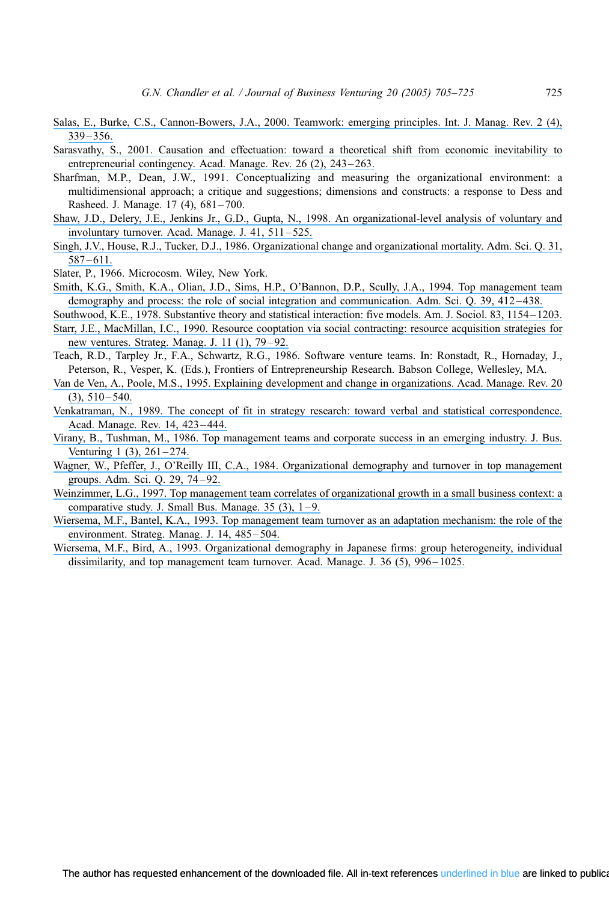Salas, E., Burke, C.S., Cannon-Bowers, J.A., 2000. Teamwork: emerging principles. Int. J. Manag. Rev. 2 (4), 339–356.

Sarasvathy, S., 2001. Causation and effectuation: toward a theoretical shift from economic inevitability to entrepreneurial contingency. Acad. Manage. Rev. 26 (2), 243–263.

Sharfman, M.P., Dean, J.W., 1991. Conceptualizing and measuring the organizational environment: a multidimensional approach; a critique and suggestions; dimensions and constructs: a response to Dess and Rasheed. J. Manage. 17 (4), 681–700.

Shaw, J.D., Delery, J.E., Jenkins Jr., G.D., Gupta, N., 1998. An organizational-level analysis of voluntary and involuntary turnover. Acad. Manage. J. 41, 511–525.

Singh, J.V., House, R.J., Tucker, D.J., 1986. Organizational change and organizational mortality. Adm. Sci. Q. 31, 587–611.

Slater, P., 1966. Microcosm. Wiley, New York.

Smith, K.G., Smith, K.A., Olian, J.D., Sims, H.P., O'Bannon, D.P., Scully, J.A., 1994. Top management team demography and process: the role of social integration and communication. Adm. Sci. Q. 39, 412–438.

Southwood, K.E., 1978. Substantive theory and statistical interaction: five models. Am. J. Sociol. 83, 1154–1203.

Starr, J.E., MacMillan, I.C., 1990. Resource cooptation via social contracting: resource acquisition strategies for new ventures. Strateg. Manag. J. 11 (1), 79–92.

Teach, R.D., Tarpley Jr., F.A., Schwartz, R.G., 1986. Software venture teams. In: Ronstadt, R., Hornaday, J., Peterson, R., Vesper, K. (Eds.), Frontiers of Entrepreneurship Research. Babson College, Wellesley, MA.

Van de Ven, A., Poole, M.S., 1995. Explaining development and change in organizations. Acad. Manage. Rev. 20 (3), 510–540.

Venkatraman, N., 1989. The concept of fit in strategy research: toward verbal and statistical correspondence. Acad. Manage. Rev. 14, 423–444.

Virany, B., Tushman, M., 1986. Top management teams and corporate success in an emerging industry. J. Bus. Venturing 1 (3), 261–274.

Wagner, W., Pfeffer, J., O'Reilly III, C.A., 1984. Organizational demography and turnover in top management groups. Adm. Sci. Q. 29, 74–92.

Weinzimmer, L.G., 1997. Top management team correlates of organizational growth in a small business context: a comparative study. J. Small Bus. Manage. 35 (3), 1–9.

Wiersema, M.F., Bantel, K.A., 1993. Top management team turnover as an adaptation mechanism: the role of the environment. Strateg. Manag. J. 14, 485–504.

Wiersema, M.F., Bird, A., 1993. Organizational demography in Japanese firms: group heterogeneity, individual dissimilarity, and top management team turnover. Acad. Manage. J. 36 (5), 996–1025.

The author has requested enhancement of the downloaded file. All in-text references underlined in blue are linked to publica